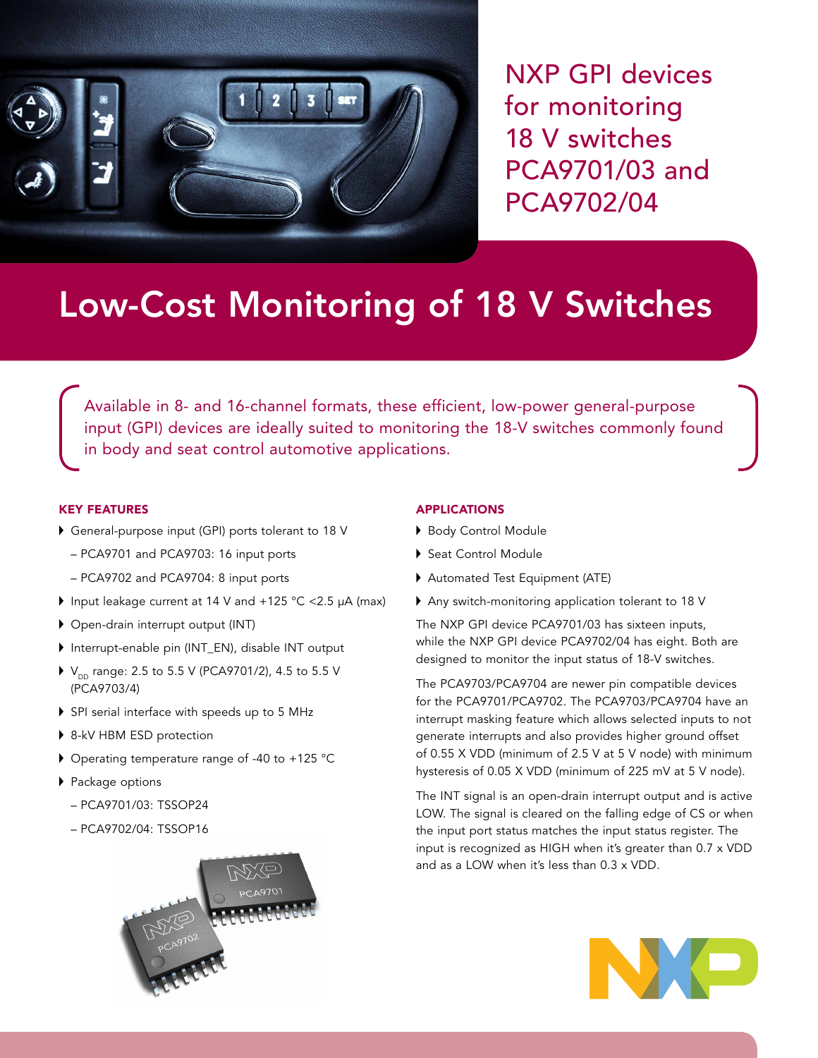NXP GPI devices for monitoring 18 V switches PCA9701/03 and PCA9702/04

# Low-Cost Monitoring of 18 V Switches

Available in 8- and 16-channel formats, these efficient, low-power general-purpose input (GPI) devices are ideally suited to monitoring the 18-V switches commonly found in body and seat control automotive applications.

### KEY FEATURES

- General-purpose input (GPI) ports tolerant to 18 V
  - PCA9701 and PCA9703: 16 input ports
  - PCA9702 and PCA9704: 8 input ports
- Input leakage current at 14 V and +125 °C <2.5 μA (max)
- Open-drain interrupt output (INT)
- Interrupt-enable pin (INT_EN), disable INT output
- $V_{DD}$ range: 2.5 to 5.5 V (PCA9701/2), 4.5 to 5.5 V (PCA9703/4)
- SPI serial interface with speeds up to 5 MHz
- 8-kV HBM ESD protection
- Operating temperature range of -40 to +125 °C
- Package options
  - PCA9701/03: TSSOP24
  - PCA9702/04: TSSOP16

### APPLICATIONS

- Body Control Module
- Seat Control Module
- Automated Test Equipment (ATE)
- Any switch-monitoring application tolerant to 18 V

The NXP GPI device PCA9701/03 has sixteen inputs, while the NXP GPI device PCA9702/04 has eight. Both are designed to monitor the input status of 18-V switches.

The PCA9703/PCA9704 are newer pin compatible devices for the PCA9701/PCA9702. The PCA9703/PCA9704 have an interrupt masking feature which allows selected inputs to not generate interrupts and also provides higher ground offset of 0.55 X VDD (minimum of 2.5 V at 5 V node) with minimum hysteresis of 0.05 X VDD (minimum of 225 mV at 5 V node).

The INT signal is an open-drain interrupt output and is active LOW. The signal is cleared on the falling edge of CS or when the input port status matches the input status register. The input is recognized as HIGH when it's greater than 0.7 x VDD and as a LOW when it's less than 0.3 x VDD.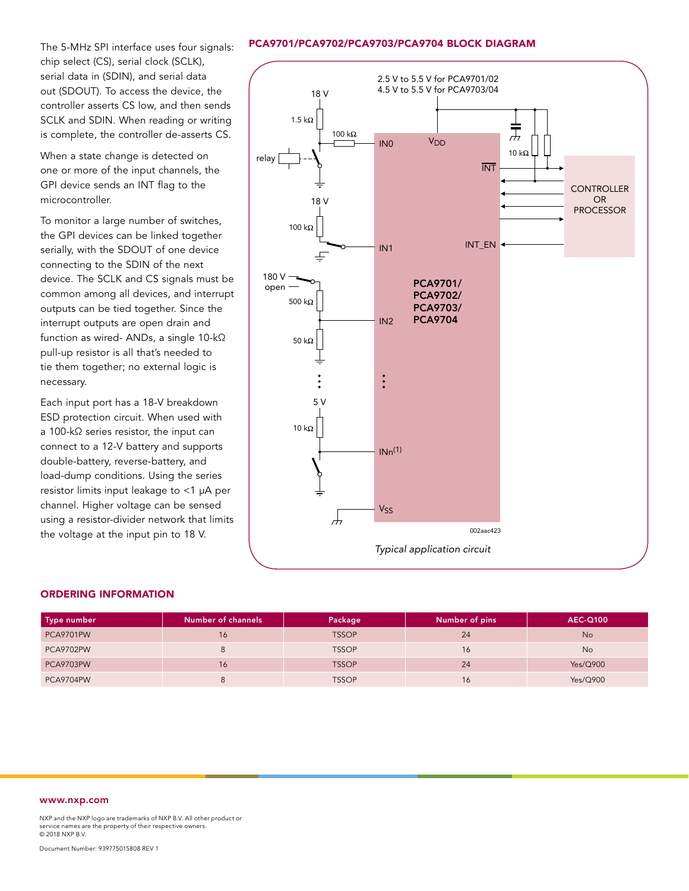The 5-MHz SPI interface uses four signals: chip select (CS), serial clock (SCLK), serial data in (SDIN), and serial data out (SDOUT). To access the device, the controller asserts CS low, and then sends SCLK and SDIN. When reading or writing is complete, the controller de-asserts CS.

When a state change is detected on one or more of the input channels, the GPI device sends an INT flag to the microcontroller.

To monitor a large number of switches, the GPI devices can be linked together serially, with the SDOUT of one device connecting to the SDIN of the next device. The SCLK and CS signals must be common among all devices, and interrupt outputs can be tied together. Since the interrupt outputs are open drain and function as wired- ANDs, a single 10-kΩ pull-up resistor is all that's needed to tie them together; no external logic is necessary.

Each input port has a 18-V breakdown ESD protection circuit. When used with a 100-kΩ series resistor, the input can connect to a 12-V battery and supports double-battery, reverse-battery, and load-dump conditions. Using the series resistor limits input leakage to <1 µA per channel. Higher voltage can be sensed using a resistor-divider network that limits the voltage at the input pin to 18 V.

## PCA9701/PCA9702/PCA9703/PCA9704 BLOCK DIAGRAM

2.5 V to 5.5 V for PCA9701/02
4.5 V to 5.5 V for PCA9703/04
18 V
1.5 kΩ
100 kΩ
relay
IN0
$V_{DD}$
10 kΩ
INT
CONTROLLER OR PROCESSOR
18 V
100 kΩ
IN1
INT_EN
180 V
open
500 kΩ
IN2
50 kΩ
PCA9701/
PCA9702/
PCA9703/
PCA9704
5 V
10 kΩ
INn(1)
$V_{SS}$
002aac423

*Typical application circuit*

## ORDERING INFORMATION

| Type number | Number of channels | Package | Number of pins | AEC-Q100 |
|---|---|---|---|---|
| PCA9701PW | 16 | TSSOP | 24 | No |
| PCA9702PW | 8 | TSSOP | 16 | No |
| PCA9703PW | 16 | TSSOP | 24 | Yes/Q900 |
| PCA9704PW | 8 | TSSOP | 16 | Yes/Q900 |

**www.nxp.com**

NXP and the NXP logo are trademarks of NXP B.V. All other product or service names are the property of their respective owners.
© 2018 NXP B.V.

Document Number: 939775015808 REV 1